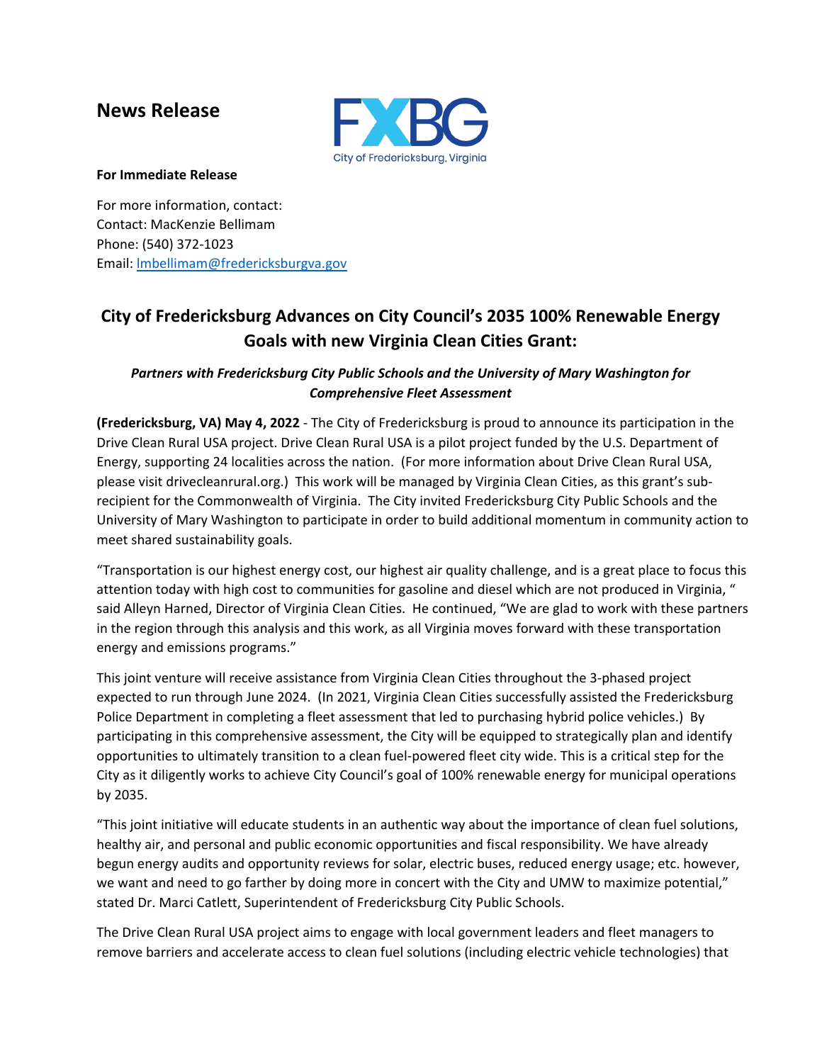# News Release

FXBG
City of Fredericksburg, Virginia

**For Immediate Release**

For more information, contact:
Contact: MacKenzie Bellimam
Phone: (540) 372-1023
Email: lmbellimam@fredericksburgva.gov

## City of Fredericksburg Advances on City Council's 2035 100% Renewable Energy Goals with new Virginia Clean Cities Grant:

***Partners with Fredericksburg City Public Schools and the University of Mary Washington for Comprehensive Fleet Assessment***

**(Fredericksburg, VA) May 4, 2022** - The City of Fredericksburg is proud to announce its participation in the Drive Clean Rural USA project. Drive Clean Rural USA is a pilot project funded by the U.S. Department of Energy, supporting 24 localities across the nation. (For more information about Drive Clean Rural USA, please visit drivecleanrural.org.) This work will be managed by Virginia Clean Cities, as this grant's sub-recipient for the Commonwealth of Virginia. The City invited Fredericksburg City Public Schools and the University of Mary Washington to participate in order to build additional momentum in community action to meet shared sustainability goals.

"Transportation is our highest energy cost, our highest air quality challenge, and is a great place to focus this attention today with high cost to communities for gasoline and diesel which are not produced in Virginia, " said Alleyn Harned, Director of Virginia Clean Cities. He continued, "We are glad to work with these partners in the region through this analysis and this work, as all Virginia moves forward with these transportation energy and emissions programs."

This joint venture will receive assistance from Virginia Clean Cities throughout the 3-phased project expected to run through June 2024. (In 2021, Virginia Clean Cities successfully assisted the Fredericksburg Police Department in completing a fleet assessment that led to purchasing hybrid police vehicles.) By participating in this comprehensive assessment, the City will be equipped to strategically plan and identify opportunities to ultimately transition to a clean fuel-powered fleet city wide. This is a critical step for the City as it diligently works to achieve City Council's goal of 100% renewable energy for municipal operations by 2035.

"This joint initiative will educate students in an authentic way about the importance of clean fuel solutions, healthy air, and personal and public economic opportunities and fiscal responsibility. We have already begun energy audits and opportunity reviews for solar, electric buses, reduced energy usage; etc. however, we want and need to go farther by doing more in concert with the City and UMW to maximize potential," stated Dr. Marci Catlett, Superintendent of Fredericksburg City Public Schools.

The Drive Clean Rural USA project aims to engage with local government leaders and fleet managers to remove barriers and accelerate access to clean fuel solutions (including electric vehicle technologies) that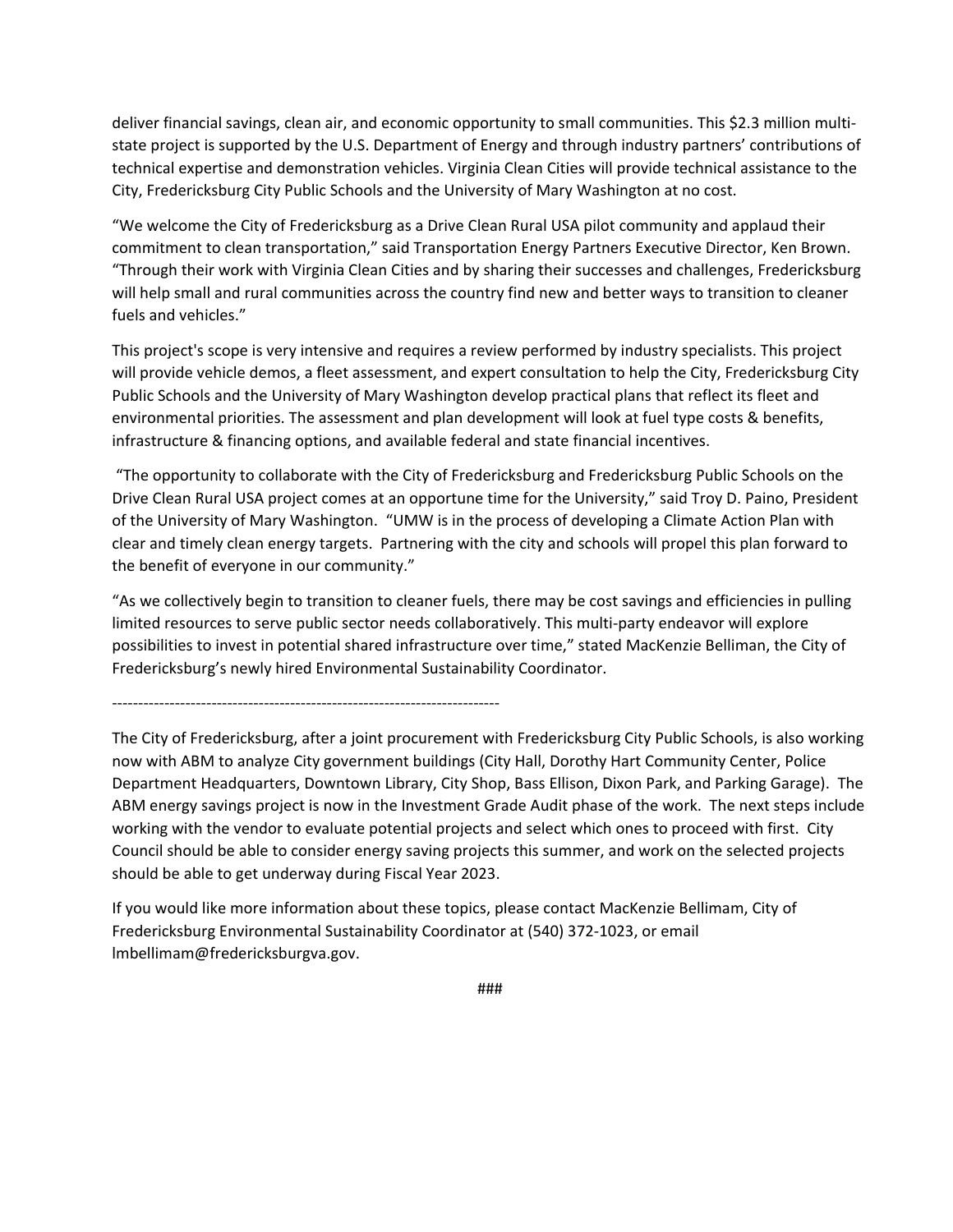deliver financial savings, clean air, and economic opportunity to small communities. This $2.3 million multi-state project is supported by the U.S. Department of Energy and through industry partners' contributions of technical expertise and demonstration vehicles. Virginia Clean Cities will provide technical assistance to the City, Fredericksburg City Public Schools and the University of Mary Washington at no cost.

"We welcome the City of Fredericksburg as a Drive Clean Rural USA pilot community and applaud their commitment to clean transportation," said Transportation Energy Partners Executive Director, Ken Brown. "Through their work with Virginia Clean Cities and by sharing their successes and challenges, Fredericksburg will help small and rural communities across the country find new and better ways to transition to cleaner fuels and vehicles."

This project's scope is very intensive and requires a review performed by industry specialists. This project will provide vehicle demos, a fleet assessment, and expert consultation to help the City, Fredericksburg City Public Schools and the University of Mary Washington develop practical plans that reflect its fleet and environmental priorities. The assessment and plan development will look at fuel type costs & benefits, infrastructure & financing options, and available federal and state financial incentives.

"The opportunity to collaborate with the City of Fredericksburg and Fredericksburg Public Schools on the Drive Clean Rural USA project comes at an opportune time for the University," said Troy D. Paino, President of the University of Mary Washington. "UMW is in the process of developing a Climate Action Plan with clear and timely clean energy targets. Partnering with the city and schools will propel this plan forward to the benefit of everyone in our community."

"As we collectively begin to transition to cleaner fuels, there may be cost savings and efficiencies in pulling limited resources to serve public sector needs collaboratively. This multi-party endeavor will explore possibilities to invest in potential shared infrastructure over time," stated MacKenzie Belliman, the City of Fredericksburg's newly hired Environmental Sustainability Coordinator.

---

The City of Fredericksburg, after a joint procurement with Fredericksburg City Public Schools, is also working now with ABM to analyze City government buildings (City Hall, Dorothy Hart Community Center, Police Department Headquarters, Downtown Library, City Shop, Bass Ellison, Dixon Park, and Parking Garage). The ABM energy savings project is now in the Investment Grade Audit phase of the work. The next steps include working with the vendor to evaluate potential projects and select which ones to proceed with first. City Council should be able to consider energy saving projects this summer, and work on the selected projects should be able to get underway during Fiscal Year 2023.

If you would like more information about these topics, please contact MacKenzie Bellimam, City of Fredericksburg Environmental Sustainability Coordinator at (540) 372-1023, or email lmbellimam@fredericksburgva.gov.

###